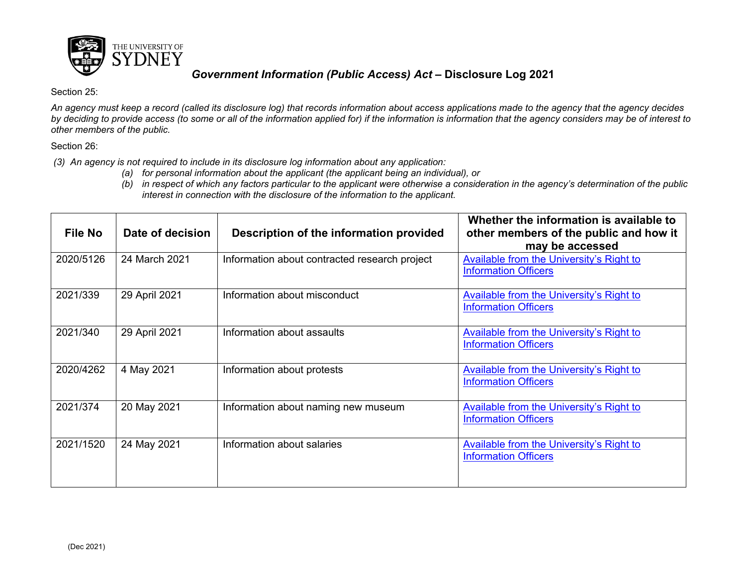THE UNIVERSITY OF SYDNEY

# *Government Information (Public Access) Act* – Disclosure Log 2021

Section 25:

*An agency must keep a record (called its disclosure log) that records information about access applications made to the agency that the agency decides by deciding to provide access (to some or all of the information applied for) if the information is information that the agency considers may be of interest to other members of the public.*

Section 26:

*(3) An agency is not required to include in its disclosure log information about any application:*

- *(a) for personal information about the applicant (the applicant being an individual), or*
- *(b) in respect of which any factors particular to the applicant were otherwise a consideration in the agency's determination of the public interest in connection with the disclosure of the information to the applicant.*

| File No | Date of decision | Description of the information provided | Whether the information is available to other members of the public and how it may be accessed |
|---|---|---|---|
| 2020/5126 | 24 March 2021 | Information about contracted research project | Available from the University's Right to Information Officers |
| 2021/339 | 29 April 2021 | Information about misconduct | Available from the University's Right to Information Officers |
| 2021/340 | 29 April 2021 | Information about assaults | Available from the University's Right to Information Officers |
| 2020/4262 | 4 May 2021 | Information about protests | Available from the University's Right to Information Officers |
| 2021/374 | 20 May 2021 | Information about naming new museum | Available from the University's Right to Information Officers |
| 2021/1520 | 24 May 2021 | Information about salaries | Available from the University's Right to Information Officers |

(Dec 2021)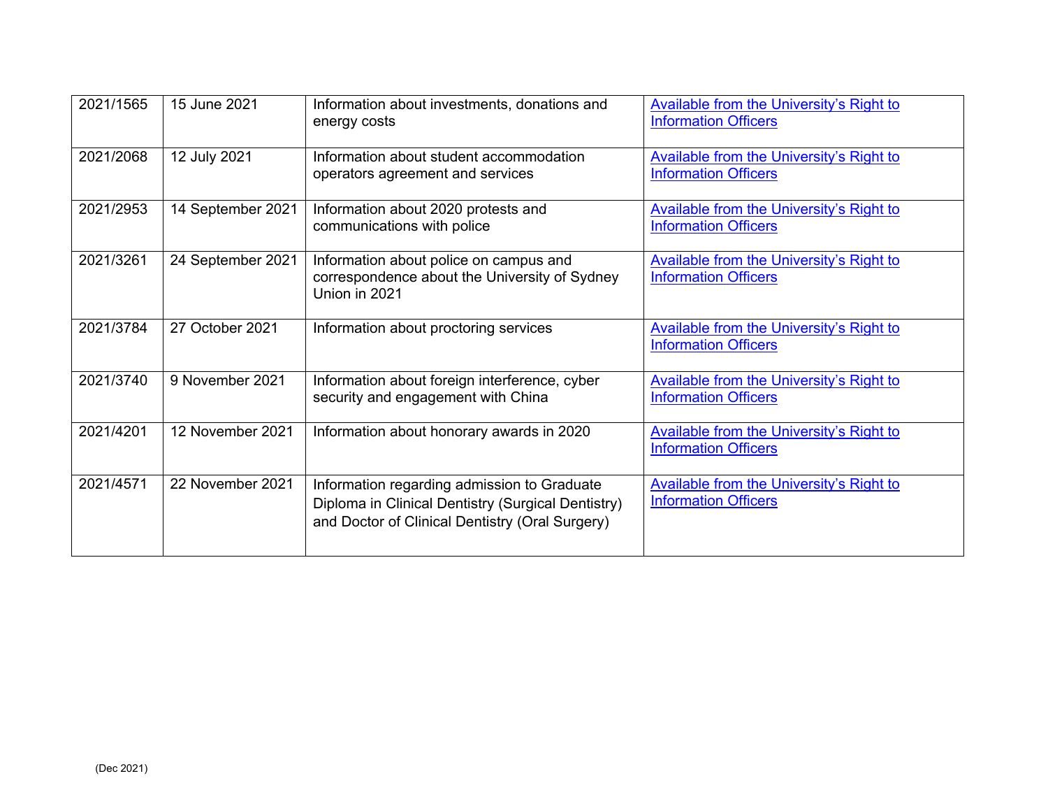| | | | |
|---|---|---|---|
| 2021/1565 | 15 June 2021 | Information about investments, donations and energy costs | Available from the University's Right to Information Officers |
| 2021/2068 | 12 July 2021 | Information about student accommodation operators agreement and services | Available from the University's Right to Information Officers |
| 2021/2953 | 14 September 2021 | Information about 2020 protests and communications with police | Available from the University's Right to Information Officers |
| 2021/3261 | 24 September 2021 | Information about police on campus and correspondence about the University of Sydney Union in 2021 | Available from the University's Right to Information Officers |
| 2021/3784 | 27 October 2021 | Information about proctoring services | Available from the University's Right to Information Officers |
| 2021/3740 | 9 November 2021 | Information about foreign interference, cyber security and engagement with China | Available from the University's Right to Information Officers |
| 2021/4201 | 12 November 2021 | Information about honorary awards in 2020 | Available from the University's Right to Information Officers |
| 2021/4571 | 22 November 2021 | Information regarding admission to Graduate Diploma in Clinical Dentistry (Surgical Dentistry) and Doctor of Clinical Dentistry (Oral Surgery) | Available from the University's Right to Information Officers |

(Dec 2021)